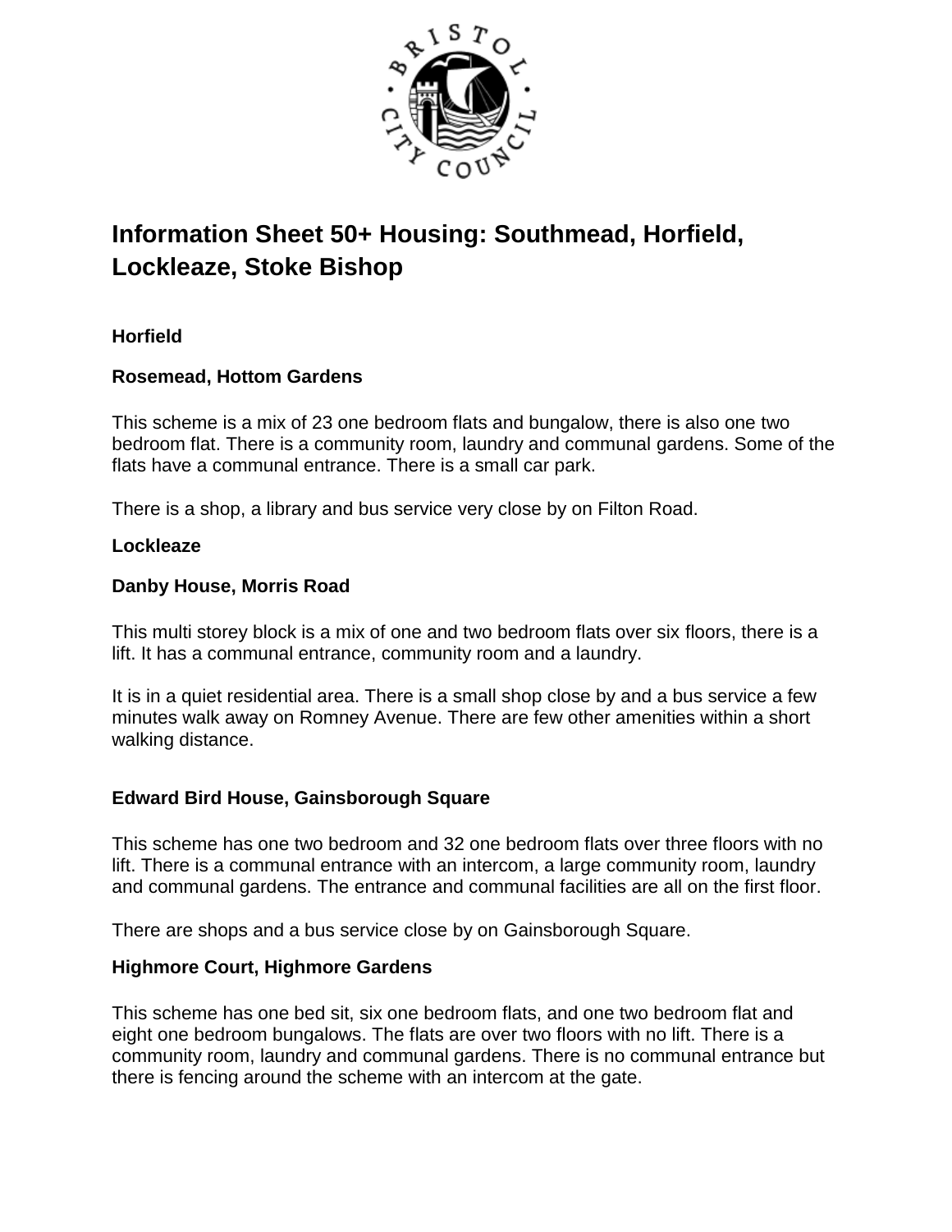# Information Sheet 50+ Housing: Southmead, Horfield, Lockleaze, Stoke Bishop

## Horfield

### Rosemead, Hottom Gardens

This scheme is a mix of 23 one bedroom flats and bungalow, there is also one two bedroom flat. There is a community room, laundry and communal gardens. Some of the flats have a communal entrance. There is a small car park.

There is a shop, a library and bus service very close by on Filton Road.

## Lockleaze

### Danby House, Morris Road

This multi storey block is a mix of one and two bedroom flats over six floors, there is a lift. It has a communal entrance, community room and a laundry.

It is in a quiet residential area. There is a small shop close by and a bus service a few minutes walk away on Romney Avenue. There are few other amenities within a short walking distance.

### Edward Bird House, Gainsborough Square

This scheme has one two bedroom and 32 one bedroom flats over three floors with no lift. There is a communal entrance with an intercom, a large community room, laundry and communal gardens. The entrance and communal facilities are all on the first floor.

There are shops and a bus service close by on Gainsborough Square.

### Highmore Court, Highmore Gardens

This scheme has one bed sit, six one bedroom flats, and one two bedroom flat and eight one bedroom bungalows. The flats are over two floors with no lift. There is a community room, laundry and communal gardens. There is no communal entrance but there is fencing around the scheme with an intercom at the gate.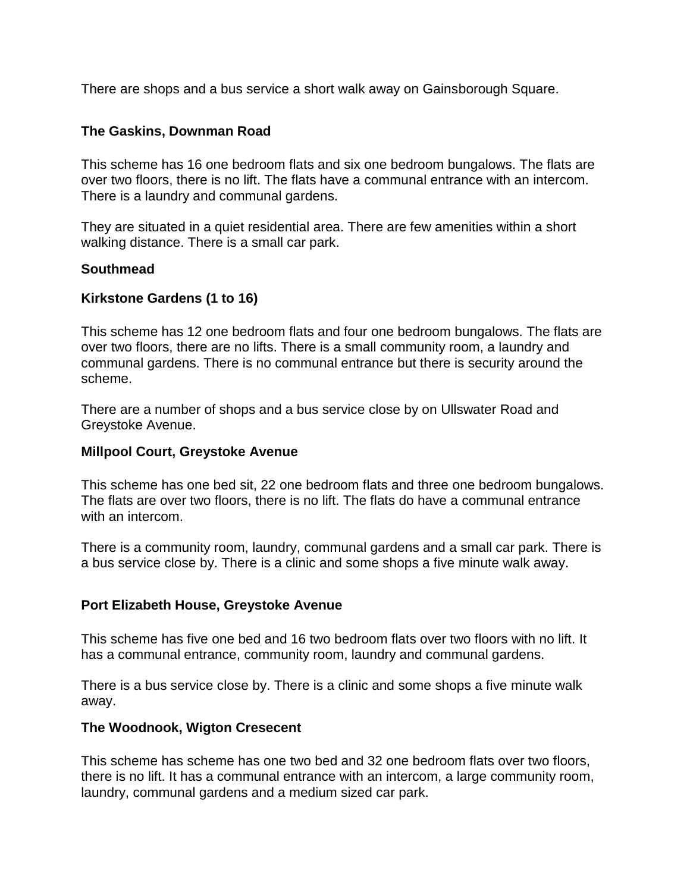There are shops and a bus service a short walk away on Gainsborough Square.

**The Gaskins, Downman Road**

This scheme has 16 one bedroom flats and six one bedroom bungalows. The flats are over two floors, there is no lift. The flats have a communal entrance with an intercom. There is a laundry and communal gardens.

They are situated in a quiet residential area. There are few amenities within a short walking distance. There is a small car park.

**Southmead**

**Kirkstone Gardens (1 to 16)**

This scheme has 12 one bedroom flats and four one bedroom bungalows. The flats are over two floors, there are no lifts. There is a small community room, a laundry and communal gardens. There is no communal entrance but there is security around the scheme.

There are a number of shops and a bus service close by on Ullswater Road and Greystoke Avenue.

**Millpool Court, Greystoke Avenue**

This scheme has one bed sit, 22 one bedroom flats and three one bedroom bungalows. The flats are over two floors, there is no lift. The flats do have a communal entrance with an intercom.

There is a community room, laundry, communal gardens and a small car park. There is a bus service close by. There is a clinic and some shops a five minute walk away.

**Port Elizabeth House, Greystoke Avenue**

This scheme has five one bed and 16 two bedroom flats over two floors with no lift. It has a communal entrance, community room, laundry and communal gardens.

There is a bus service close by. There is a clinic and some shops a five minute walk away.

**The Woodnook, Wigton Cresecent**

This scheme has scheme has one two bed and 32 one bedroom flats over two floors, there is no lift. It has a communal entrance with an intercom, a large community room, laundry, communal gardens and a medium sized car park.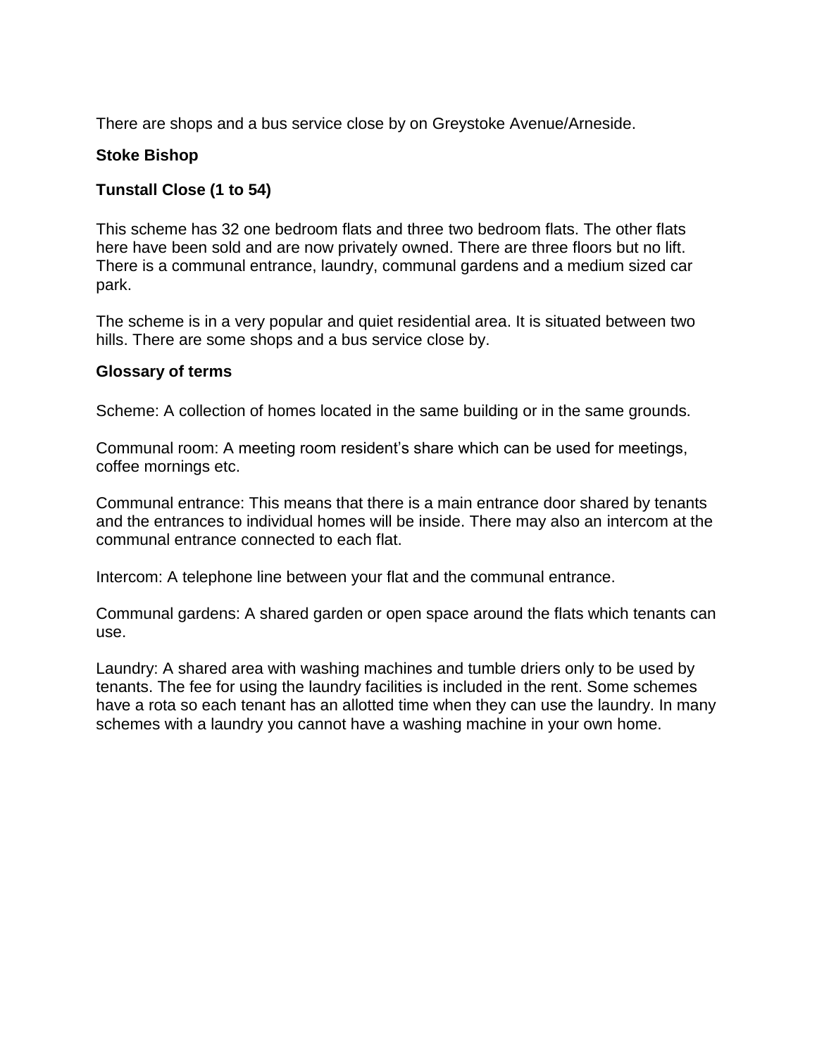There are shops and a bus service close by on Greystoke Avenue/Arneside.

**Stoke Bishop**

**Tunstall Close (1 to 54)**

This scheme has 32 one bedroom flats and three two bedroom flats. The other flats here have been sold and are now privately owned. There are three floors but no lift. There is a communal entrance, laundry, communal gardens and a medium sized car park.

The scheme is in a very popular and quiet residential area. It is situated between two hills. There are some shops and a bus service close by.

**Glossary of terms**

Scheme: A collection of homes located in the same building or in the same grounds.

Communal room: A meeting room resident's share which can be used for meetings, coffee mornings etc.

Communal entrance: This means that there is a main entrance door shared by tenants and the entrances to individual homes will be inside. There may also an intercom at the communal entrance connected to each flat.

Intercom: A telephone line between your flat and the communal entrance.

Communal gardens: A shared garden or open space around the flats which tenants can use.

Laundry: A shared area with washing machines and tumble driers only to be used by tenants. The fee for using the laundry facilities is included in the rent. Some schemes have a rota so each tenant has an allotted time when they can use the laundry. In many schemes with a laundry you cannot have a washing machine in your own home.